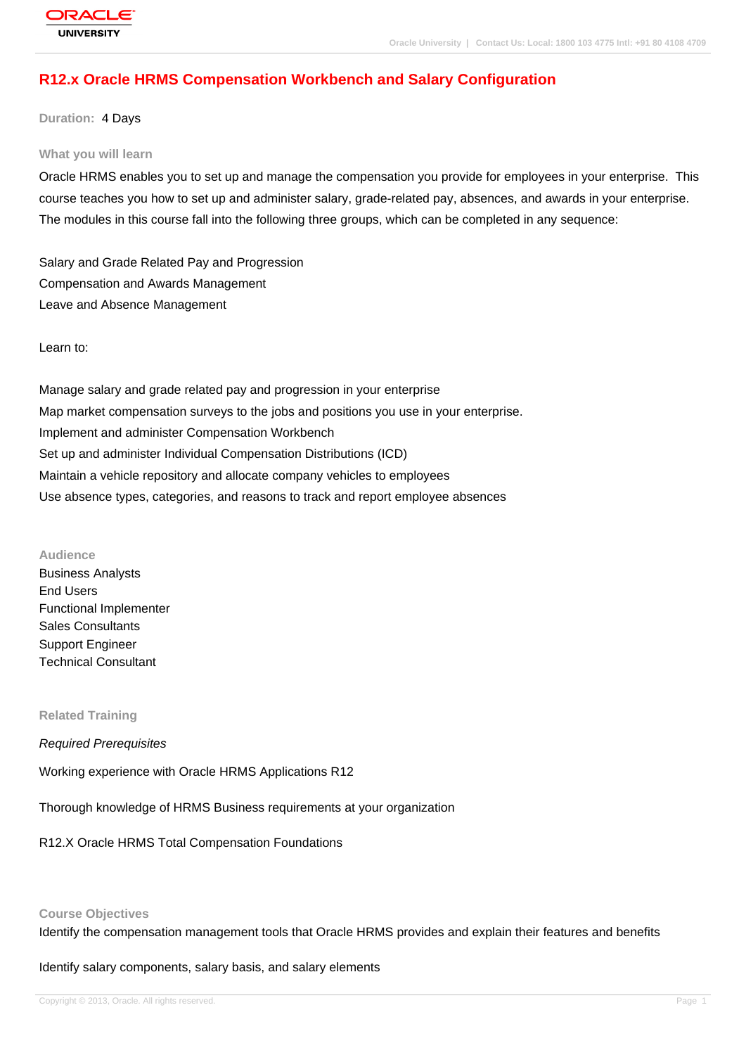# R12.x Oracle HRMS Compensation Workbench and Salary Configuration

**Duration:** 4 Days

## What you will learn

Oracle HRMS enables you to set up and manage the compensation you provide for employees in your enterprise. This course teaches you how to set up and administer salary, grade-related pay, absences, and awards in your enterprise. The modules in this course fall into the following three groups, which can be completed in any sequence:

Salary and Grade Related Pay and Progression
Compensation and Awards Management
Leave and Absence Management

Learn to:

Manage salary and grade related pay and progression in your enterprise
Map market compensation surveys to the jobs and positions you use in your enterprise.
Implement and administer Compensation Workbench
Set up and administer Individual Compensation Distributions (ICD)
Maintain a vehicle repository and allocate company vehicles to employees
Use absence types, categories, and reasons to track and report employee absences

## Audience

Business Analysts
End Users
Functional Implementer
Sales Consultants
Support Engineer
Technical Consultant

## Related Training

*Required Prerequisites*

Working experience with Oracle HRMS Applications R12

Thorough knowledge of HRMS Business requirements at your organization

R12.X Oracle HRMS Total Compensation Foundations

## Course Objectives

Identify the compensation management tools that Oracle HRMS provides and explain their features and benefits

Identify salary components, salary basis, and salary elements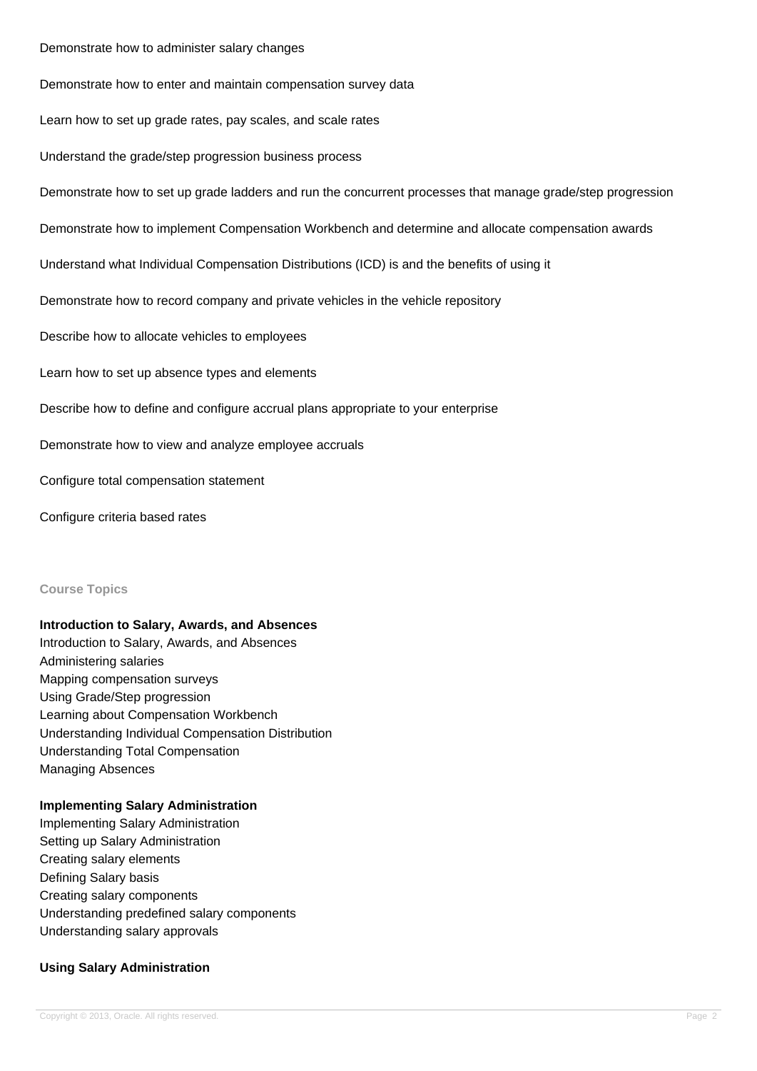Demonstrate how to administer salary changes

Demonstrate how to enter and maintain compensation survey data

Learn how to set up grade rates, pay scales, and scale rates

Understand the grade/step progression business process

Demonstrate how to set up grade ladders and run the concurrent processes that manage grade/step progression

Demonstrate how to implement Compensation Workbench and determine and allocate compensation awards

Understand what Individual Compensation Distributions (ICD) is and the benefits of using it

Demonstrate how to record company and private vehicles in the vehicle repository

Describe how to allocate vehicles to employees

Learn how to set up absence types and elements

Describe how to define and configure accrual plans appropriate to your enterprise

Demonstrate how to view and analyze employee accruals

Configure total compensation statement

Configure criteria based rates

## Course Topics

**Introduction to Salary, Awards, and Absences**
Introduction to Salary, Awards, and Absences
Administering salaries
Mapping compensation surveys
Using Grade/Step progression
Learning about Compensation Workbench
Understanding Individual Compensation Distribution
Understanding Total Compensation
Managing Absences

**Implementing Salary Administration**
Implementing Salary Administration
Setting up Salary Administration
Creating salary elements
Defining Salary basis
Creating salary components
Understanding predefined salary components
Understanding salary approvals

**Using Salary Administration**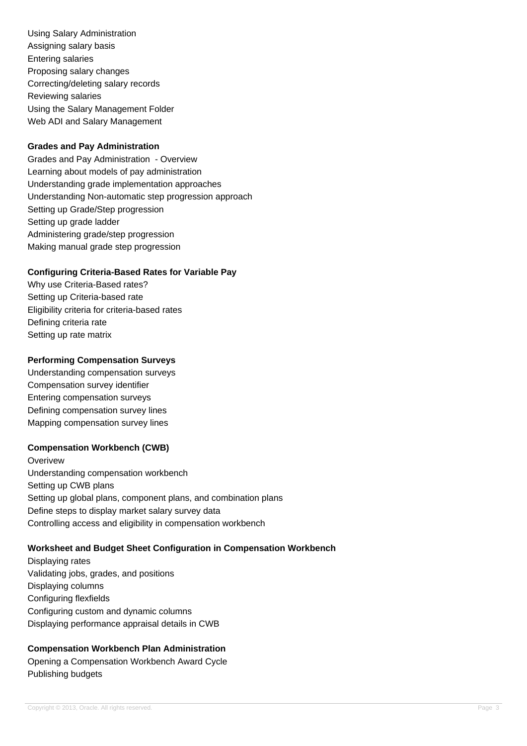Using Salary Administration
Assigning salary basis
Entering salaries
Proposing salary changes
Correcting/deleting salary records
Reviewing salaries
Using the Salary Management Folder
Web ADI and Salary Management

**Grades and Pay Administration**

Grades and Pay Administration  - Overview
Learning about models of pay administration
Understanding grade implementation approaches
Understanding Non-automatic step progression approach
Setting up Grade/Step progression
Setting up grade ladder
Administering grade/step progression
Making manual grade step progression

**Configuring Criteria-Based Rates for Variable Pay**

Why use Criteria-Based rates?
Setting up Criteria-based rate
Eligibility criteria for criteria-based rates
Defining criteria rate
Setting up rate matrix

**Performing Compensation Surveys**

Understanding compensation surveys
Compensation survey identifier
Entering compensation surveys
Defining compensation survey lines
Mapping compensation survey lines

**Compensation Workbench (CWB)**

Overivew
Understanding compensation workbench
Setting up CWB plans
Setting up global plans, component plans, and combination plans
Define steps to display market salary survey data
Controlling access and eligibility in compensation workbench

**Worksheet and Budget Sheet Configuration in Compensation Workbench**

Displaying rates
Validating jobs, grades, and positions
Displaying columns
Configuring flexfields
Configuring custom and dynamic columns
Displaying performance appraisal details in CWB

**Compensation Workbench Plan Administration**

Opening a Compensation Workbench Award Cycle
Publishing budgets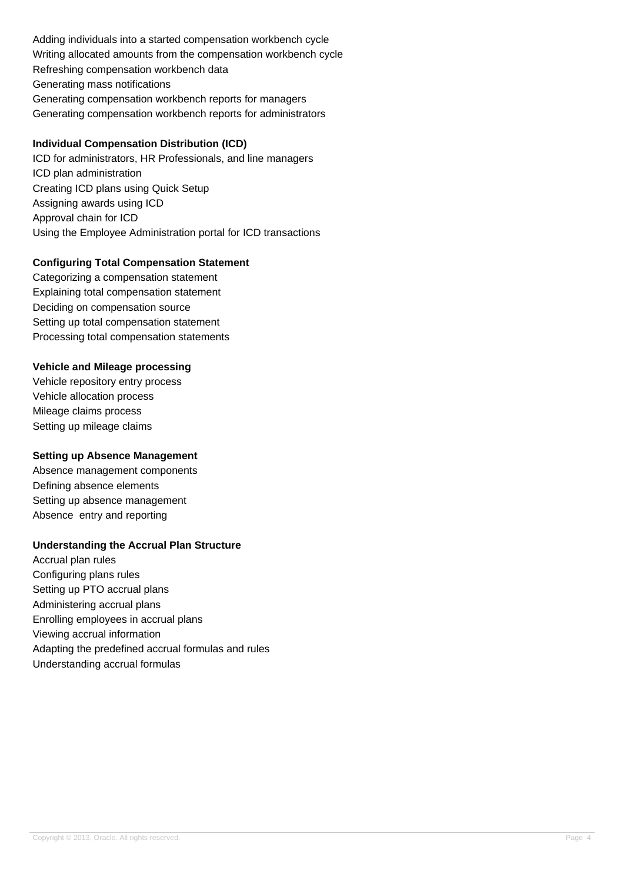Adding individuals into a started compensation workbench cycle
Writing allocated amounts from the compensation workbench cycle
Refreshing compensation workbench data
Generating mass notifications
Generating compensation workbench reports for managers
Generating compensation workbench reports for administrators

**Individual Compensation Distribution (ICD)**

ICD for administrators, HR Professionals, and line managers
ICD plan administration
Creating ICD plans using Quick Setup
Assigning awards using ICD
Approval chain for ICD
Using the Employee Administration portal for ICD transactions

**Configuring Total Compensation Statement**

Categorizing a compensation statement
Explaining total compensation statement
Deciding on compensation source
Setting up total compensation statement
Processing total compensation statements

**Vehicle and Mileage processing**

Vehicle repository entry process
Vehicle allocation process
Mileage claims process
Setting up mileage claims

**Setting up Absence Management**

Absence management components
Defining absence elements
Setting up absence management
Absence  entry and reporting

**Understanding the Accrual Plan Structure**

Accrual plan rules
Configuring plans rules
Setting up PTO accrual plans
Administering accrual plans
Enrolling employees in accrual plans
Viewing accrual information
Adapting the predefined accrual formulas and rules
Understanding accrual formulas